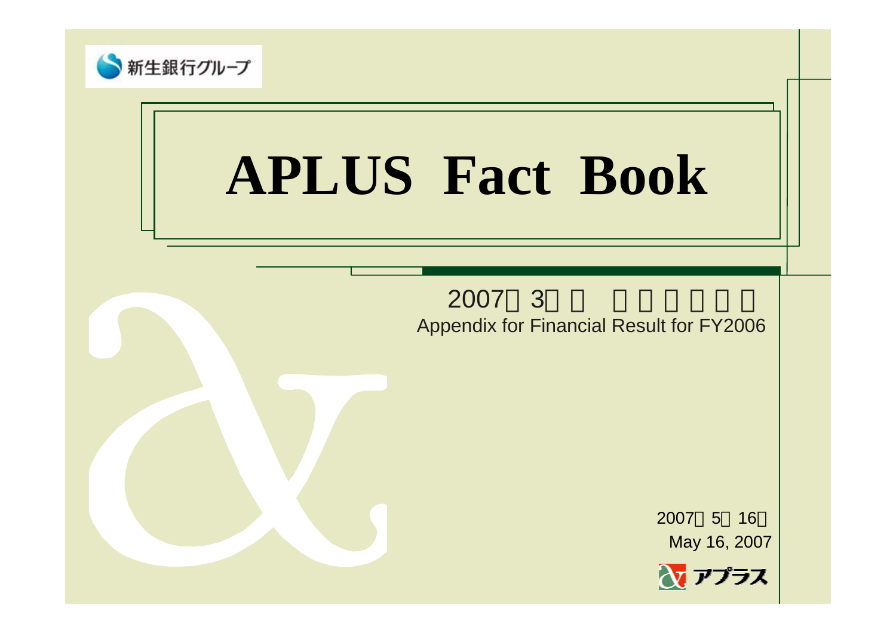新生銀行グループ

# APLUS Fact Book

2007年3月期 決算補足資料

Appendix for Financial Result for FY2006

2007年5月16日

May 16, 2007

アプラス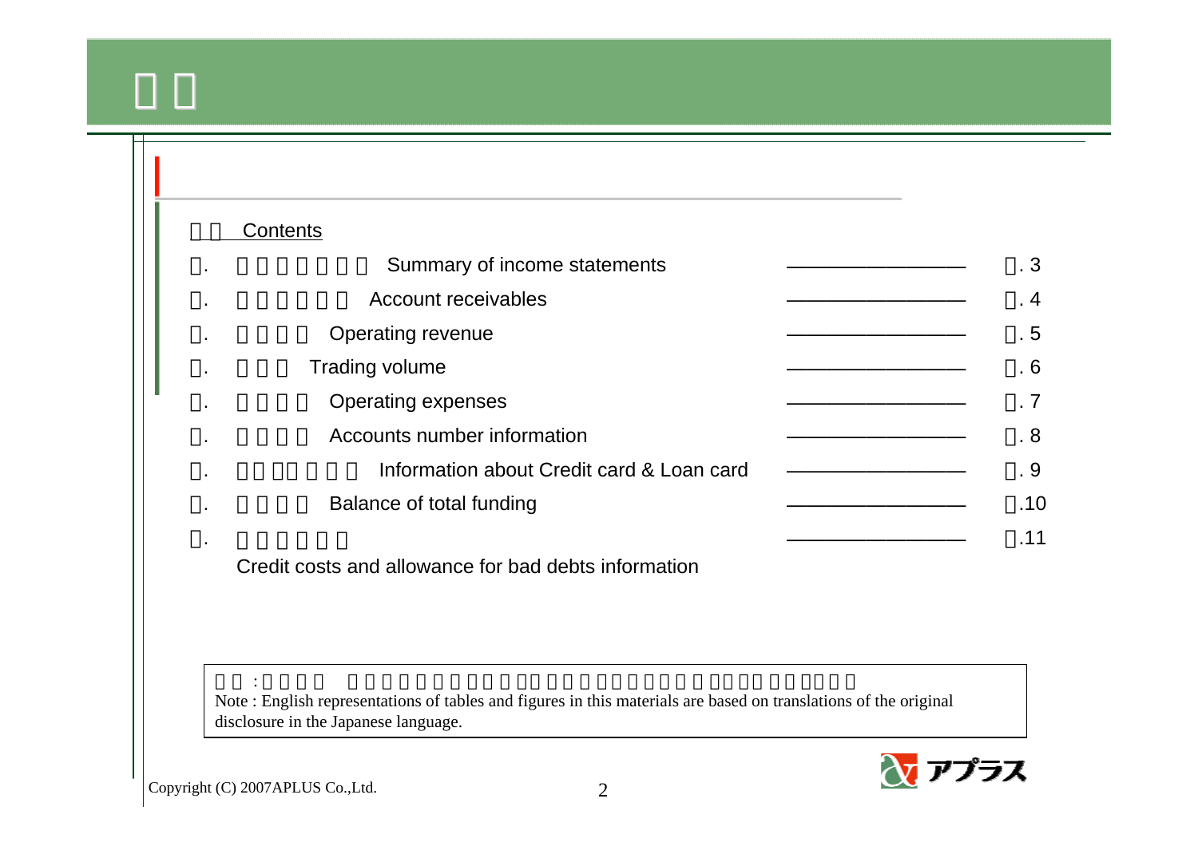# Contents

| | | |
|---|---|---|
| . | Summary of income statements | . 3 |
| . | Account receivables | . 4 |
| . | Operating revenue | . 5 |
| . | Trading volume | . 6 |
| . | Operating expenses | . 7 |
| . | Accounts number information | . 8 |
| . | Information about Credit card & Loan card | . 9 |
| . | Balance of total funding | .10 |
| . | Credit costs and allowance for bad debts information | .11 |

Note : English representations of tables and figures in this materials are based on translations of the original disclosure in the Japanese language.

Copyright (C) 2007APLUS Co.,Ltd.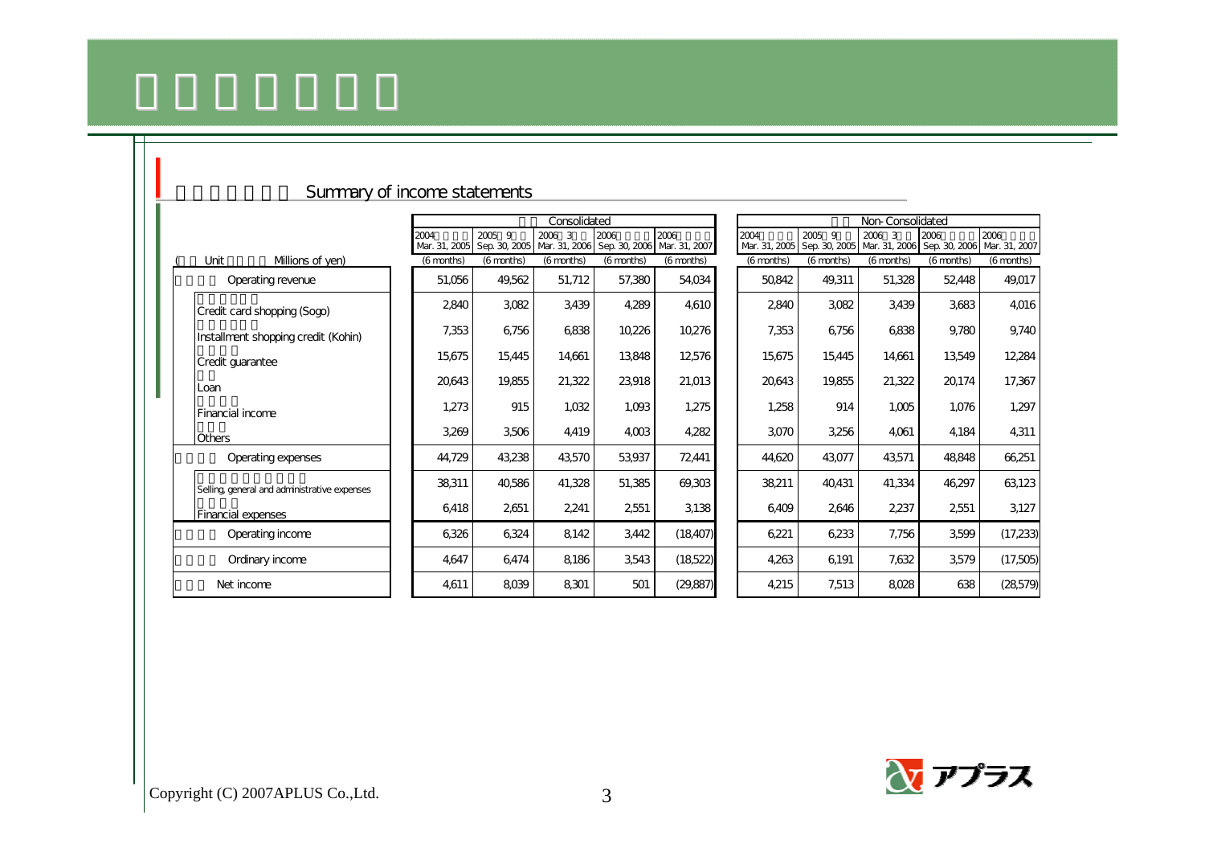## Summary of income statements

| (Unit Millions of yen) | Consolidated | | | | | Non-Consolidated | | | | |
|---|---|---|---|---|---|---|---|---|---|---|
| | 2004 Mar. 31, 2005 (6 months) | 2005 9 Sep. 30, 2005 (6 months) | 2006 3 Mar. 31, 2006 (6 months) | 2006 Sep. 30, 2006 (6 months) | 2006 Mar. 31, 2007 (6 months) | 2004 Mar. 31, 2005 (6 months) | 2005 9 Sep. 30, 2005 (6 months) | 2006 3 Mar. 31, 2006 (6 months) | 2006 Sep. 30, 2006 (6 months) | 2006 Mar. 31, 2007 (6 months) |
| Operating revenue | 51,056 | 49,562 | 51,712 | 57,380 | 54,034 | 50,842 | 49,311 | 51,328 | 52,448 | 49,017 |
| Credit card shopping (Sogo) | 2,840 | 3,082 | 3,439 | 4,289 | 4,610 | 2,840 | 3,082 | 3,439 | 3,683 | 4,016 |
| Installment shopping credit (Kohin) | 7,353 | 6,756 | 6,838 | 10,226 | 10,276 | 7,353 | 6,756 | 6,838 | 9,780 | 9,740 |
| Credit guarantee | 15,675 | 15,445 | 14,661 | 13,848 | 12,576 | 15,675 | 15,445 | 14,661 | 13,549 | 12,284 |
| Loan | 20,643 | 19,855 | 21,322 | 23,918 | 21,013 | 20,643 | 19,855 | 21,322 | 20,174 | 17,367 |
| Financial income | 1,273 | 915 | 1,032 | 1,093 | 1,275 | 1,258 | 914 | 1,005 | 1,076 | 1,297 |
| Others | 3,269 | 3,506 | 4,419 | 4,003 | 4,282 | 3,070 | 3,256 | 4,061 | 4,184 | 4,311 |
| Operating expenses | 44,729 | 43,238 | 43,570 | 53,937 | 72,441 | 44,620 | 43,077 | 43,571 | 48,848 | 66,251 |
| Selling, general and administrative expenses | 38,311 | 40,586 | 41,328 | 51,385 | 69,303 | 38,211 | 40,431 | 41,334 | 46,297 | 63,123 |
| Financial expenses | 6,418 | 2,651 | 2,241 | 2,551 | 3,138 | 6,409 | 2,646 | 2,237 | 2,551 | 3,127 |
| Operating income | 6,326 | 6,324 | 8,142 | 3,442 | (18,407) | 6,221 | 6,233 | 7,756 | 3,599 | (17,233) |
| Ordinary income | 4,647 | 6,474 | 8,186 | 3,543 | (18,522) | 4,263 | 6,191 | 7,632 | 3,579 | (17,505) |
| Net income | 4,611 | 8,039 | 8,301 | 501 | (29,887) | 4,215 | 7,513 | 8,028 | 638 | (28,579) |

Copyright (C) 2007APLUS Co.,Ltd.

アプラス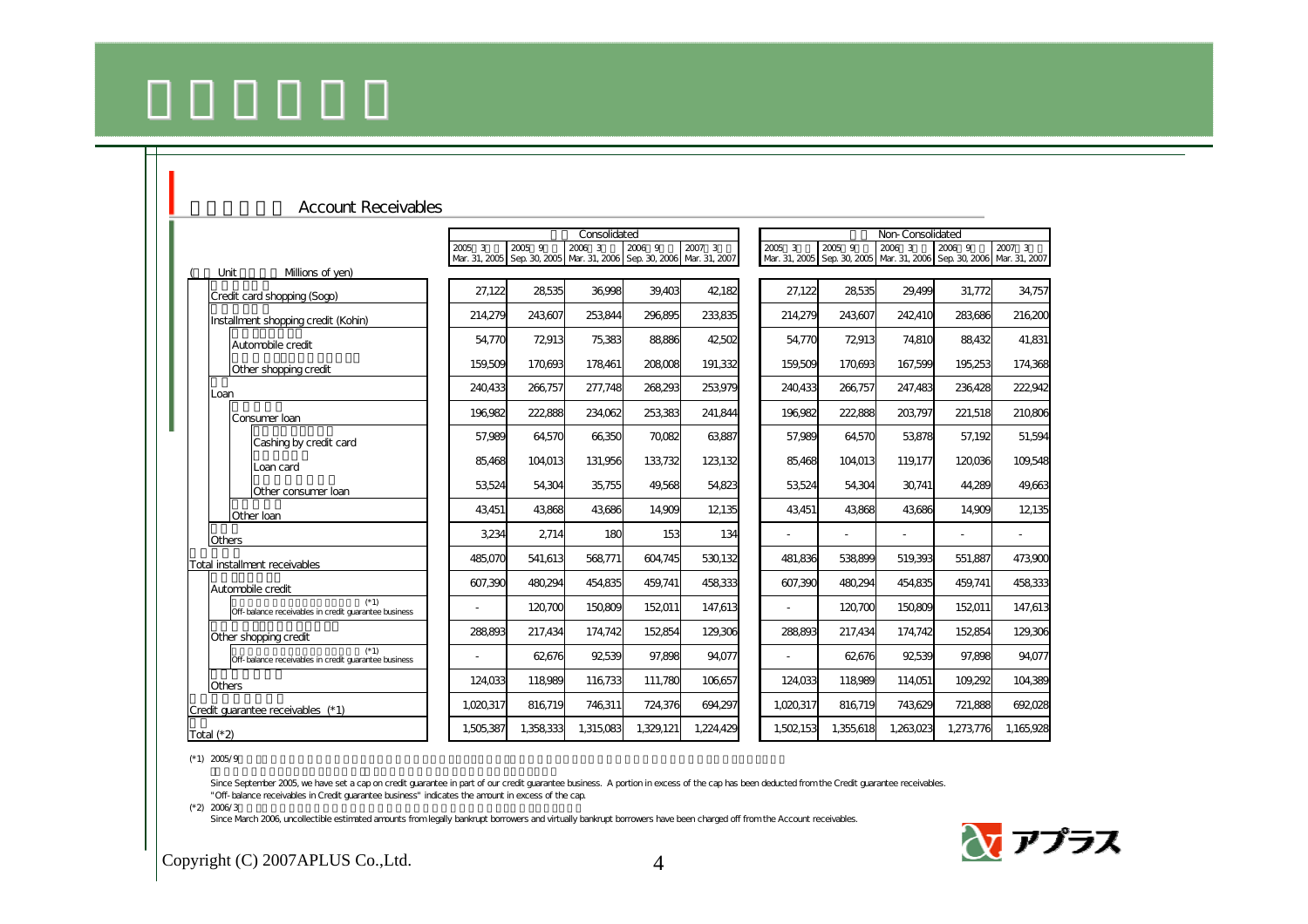## Account Receivables

(Unit: Millions of yen)

| | Consolidated | | | | | Non-Consolidated | | | | |
|---|---|---|---|---|---|---|---|---|---|---|
| | Mar. 31, 2005 | Sep. 30, 2005 | Mar. 31, 2006 | Sep. 30, 2006 | Mar. 31, 2007 | Mar. 31, 2005 | Sep. 30, 2005 | Mar. 31, 2006 | Sep. 30, 2006 | Mar. 31, 2007 |
| Credit card shopping (Sogo) | 27,122 | 28,535 | 36,998 | 39,403 | 42,182 | 27,122 | 28,535 | 29,499 | 31,772 | 34,757 |
| Installment shopping credit (Kohin) | 214,279 | 243,607 | 253,844 | 296,895 | 233,835 | 214,279 | 243,607 | 242,410 | 283,686 | 216,200 |
| Automobile credit | 54,770 | 72,913 | 75,383 | 88,886 | 42,502 | 54,770 | 72,913 | 74,810 | 88,432 | 41,831 |
| Other shopping credit | 159,509 | 170,693 | 178,461 | 208,008 | 191,332 | 159,509 | 170,693 | 167,599 | 195,253 | 174,368 |
| Loan | 240,433 | 266,757 | 277,748 | 268,293 | 253,979 | 240,433 | 266,757 | 247,483 | 236,428 | 222,942 |
| Consumer loan | 196,982 | 222,888 | 234,062 | 253,383 | 241,844 | 196,982 | 222,888 | 203,797 | 221,518 | 210,806 |
| Cashing by credit card | 57,989 | 64,570 | 66,350 | 70,082 | 63,887 | 57,989 | 64,570 | 53,878 | 57,192 | 51,594 |
| Loan card | 85,468 | 104,013 | 131,956 | 133,732 | 123,132 | 85,468 | 104,013 | 119,177 | 120,036 | 109,548 |
| Other consumer loan | 53,524 | 54,304 | 35,755 | 49,568 | 54,823 | 53,524 | 54,304 | 30,741 | 44,289 | 49,663 |
| Other loan | 43,451 | 43,868 | 43,686 | 14,909 | 12,135 | 43,451 | 43,868 | 43,686 | 14,909 | 12,135 |
| Others | 3,234 | 2,714 | 180 | 153 | 134 | - | - | - | - | - |
| Total installment receivables | 485,070 | 541,613 | 568,771 | 604,745 | 530,132 | 481,836 | 538,899 | 519,393 | 551,887 | 473,900 |
| Automobile credit | 607,390 | 480,294 | 454,835 | 459,741 | 458,333 | 607,390 | 480,294 | 454,835 | 459,741 | 458,333 |
| Off-balance receivables in credit guarantee business (*1) | - | 120,700 | 150,809 | 152,011 | 147,613 | - | 120,700 | 150,809 | 152,011 | 147,613 |
| Other shopping credit | 288,893 | 217,434 | 174,742 | 152,854 | 129,306 | 288,893 | 217,434 | 174,742 | 152,854 | 129,306 |
| Off-balance receivables in credit guarantee business (*1) | - | 62,676 | 92,539 | 97,898 | 94,077 | - | 62,676 | 92,539 | 97,898 | 94,077 |
| Others | 124,033 | 118,989 | 116,733 | 111,780 | 106,657 | 124,033 | 118,989 | 114,051 | 109,292 | 104,389 |
| Credit guarantee receivables (*1) | 1,020,317 | 816,719 | 746,311 | 724,376 | 694,297 | 1,020,317 | 816,719 | 743,629 | 721,888 | 692,028 |
| Total (*2) | 1,505,387 | 1,358,333 | 1,315,083 | 1,329,121 | 1,224,429 | 1,502,153 | 1,355,618 | 1,263,023 | 1,273,776 | 1,165,928 |

(*1) Since September 2005, we have set a cap on credit guarantee in part of our credit guarantee business. A portion in excess of the cap has been deducted from the Credit guarantee receivables. "Off-balance receivables in Credit guarantee business" indicates the amount in excess of the cap.

(*2) Since March 2006, uncollectible estimated amounts from legally bankrupt borrowers and virtually bankrupt borrowers have been charged off from the Account receivables.

Copyright (C) 2007APLUS Co.,Ltd.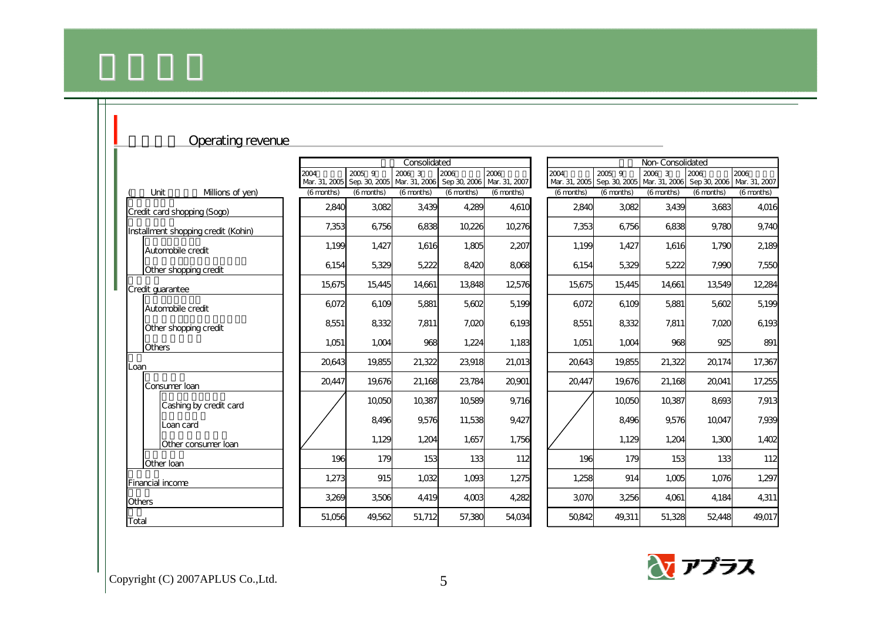## Operating revenue

| (Unit: Millions of yen) | Consolidated | | | | | Non-Consolidated | | | | |
|---|---|---|---|---|---|---|---|---|---|---|
| | 2004 Mar. 31, 2005 (6 months) | 2005 9 Sep. 30, 2005 (6 months) | 2006 3 Mar. 31, 2006 (6 months) | 2006 Sep 30, 2006 (6 months) | 2006 Mar. 31, 2007 (6 months) | 2004 Mar. 31, 2005 (6 months) | 2005 9 Sep. 30, 2005 (6 months) | 2006 3 Mar. 31, 2006 (6 months) | 2006 Sep 30, 2006 (6 months) | 2006 Mar. 31, 2007 (6 months) |
| Credit card shopping (Sogo) | 2,840 | 3,082 | 3,439 | 4,289 | 4,610 | 2,840 | 3,082 | 3,439 | 3,683 | 4,016 |
| Installment shopping credit (Kohin) | 7,353 | 6,756 | 6,838 | 10,226 | 10,276 | 7,353 | 6,756 | 6,838 | 9,780 | 9,740 |
| Automobile credit | 1,199 | 1,427 | 1,616 | 1,805 | 2,207 | 1,199 | 1,427 | 1,616 | 1,790 | 2,189 |
| Other shopping credit | 6,154 | 5,329 | 5,222 | 8,420 | 8,068 | 6,154 | 5,329 | 5,222 | 7,990 | 7,550 |
| Credit guarantee | 15,675 | 15,445 | 14,661 | 13,848 | 12,576 | 15,675 | 15,445 | 14,661 | 13,549 | 12,284 |
| Automobile credit | 6,072 | 6,109 | 5,881 | 5,602 | 5,199 | 6,072 | 6,109 | 5,881 | 5,602 | 5,199 |
| Other shopping credit | 8,551 | 8,332 | 7,811 | 7,020 | 6,193 | 8,551 | 8,332 | 7,811 | 7,020 | 6,193 |
| Others | 1,051 | 1,004 | 968 | 1,224 | 1,183 | 1,051 | 1,004 | 968 | 925 | 891 |
| Loan | 20,643 | 19,855 | 21,322 | 23,918 | 21,013 | 20,643 | 19,855 | 21,322 | 20,174 | 17,367 |
| Consumer loan | 20,447 | 19,676 | 21,168 | 23,784 | 20,901 | 20,447 | 19,676 | 21,168 | 20,041 | 17,255 |
| Cashing by credit card | | 10,050 | 10,387 | 10,589 | 9,716 | | 10,050 | 10,387 | 8,693 | 7,913 |
| Loan card | | 8,496 | 9,576 | 11,538 | 9,427 | | 8,496 | 9,576 | 10,047 | 7,939 |
| Other consumer loan | | 1,129 | 1,204 | 1,657 | 1,756 | | 1,129 | 1,204 | 1,300 | 1,402 |
| Other loan | 196 | 179 | 153 | 133 | 112 | 196 | 179 | 153 | 133 | 112 |
| Financial income | 1,273 | 915 | 1,032 | 1,093 | 1,275 | 1,258 | 914 | 1,005 | 1,076 | 1,297 |
| Others | 3,269 | 3,506 | 4,419 | 4,003 | 4,282 | 3,070 | 3,256 | 4,061 | 4,184 | 4,311 |
| Total | 51,056 | 49,562 | 51,712 | 57,380 | 54,034 | 50,842 | 49,311 | 51,328 | 52,448 | 49,017 |

Copyright (C) 2007APLUS Co.,Ltd.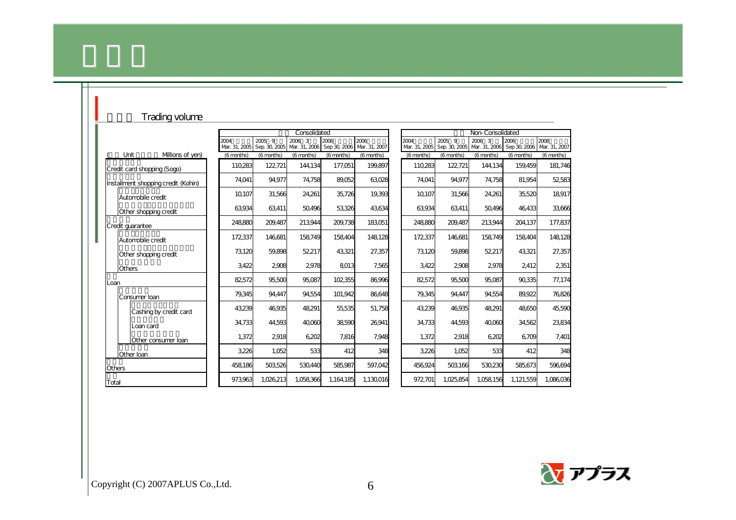## Trading volume

| (Unit: Millions of yen) | Consolidated 2004 Mar. 31, 2005 (6 months) | 2005 Sep. 30, 2005 (6 months) | 2006 Mar. 31, 2006 (6 months) | 2006 Sep 30, 2006 (6 months) | 2006 Mar. 31, 2007 (6 months) | Non-Consolidated 2004 Mar. 31, 2005 (6 months) | 2005 Sep. 30, 2005 (6 months) | 2006 Mar. 31, 2006 (6 months) | 2006 Sep 30, 2006 (6 months) | 2006 Mar. 31, 2007 (6 months) |
|---|---|---|---|---|---|---|---|---|---|---|
| Credit card shopping (Sogo) | 110,283 | 122,721 | 144,134 | 177,051 | 199,897 | 110,283 | 122,721 | 144,134 | 159,459 | 181,746 |
| Installment shopping credit (Kohin) | 74,041 | 94,977 | 74,758 | 89,052 | 63,028 | 74,041 | 94,977 | 74,758 | 81,954 | 52,583 |
| Automobile credit | 10,107 | 31,566 | 24,261 | 35,726 | 19,393 | 10,107 | 31,566 | 24,261 | 35,520 | 18,917 |
| Other shopping credit | 63,934 | 63,411 | 50,496 | 53,326 | 43,634 | 63,934 | 63,411 | 50,496 | 46,433 | 33,666 |
| Credit guarantee | 248,880 | 209,487 | 213,944 | 209,738 | 183,051 | 248,880 | 209,487 | 213,944 | 204,137 | 177,837 |
| Automobile credit | 172,337 | 146,681 | 158,749 | 158,404 | 148,128 | 172,337 | 146,681 | 158,749 | 158,404 | 148,128 |
| Other shopping credit | 73,120 | 59,898 | 52,217 | 43,321 | 27,357 | 73,120 | 59,898 | 52,217 | 43,321 | 27,357 |
| Others | 3,422 | 2,908 | 2,978 | 8,013 | 7,565 | 3,422 | 2,908 | 2,978 | 2,412 | 2,351 |
| Loan | 82,572 | 95,500 | 95,087 | 102,355 | 86,996 | 82,572 | 95,500 | 95,087 | 90,335 | 77,174 |
| Consumer loan | 79,345 | 94,447 | 94,554 | 101,942 | 86,648 | 79,345 | 94,447 | 94,554 | 89,922 | 76,826 |
| Cashing by credit card | 43,239 | 46,935 | 48,291 | 55,535 | 51,758 | 43,239 | 46,935 | 48,291 | 48,650 | 45,590 |
| Loan card | 34,733 | 44,593 | 40,060 | 38,590 | 26,941 | 34,733 | 44,593 | 40,060 | 34,562 | 23,834 |
| Other consumer loan | 1,372 | 2,918 | 6,202 | 7,816 | 7,948 | 1,372 | 2,918 | 6,202 | 6,709 | 7,401 |
| Other loan | 3,226 | 1,052 | 533 | 412 | 348 | 3,226 | 1,052 | 533 | 412 | 348 |
| Others | 458,186 | 503,526 | 530,440 | 585,987 | 597,042 | 456,924 | 503,166 | 530,230 | 585,673 | 596,694 |
| Total | 973,963 | 1,026,213 | 1,058,366 | 1,164,185 | 1,130,016 | 972,701 | 1,025,854 | 1,058,156 | 1,121,559 | 1,086,036 |

Copyright (C) 2007APLUS Co.,Ltd.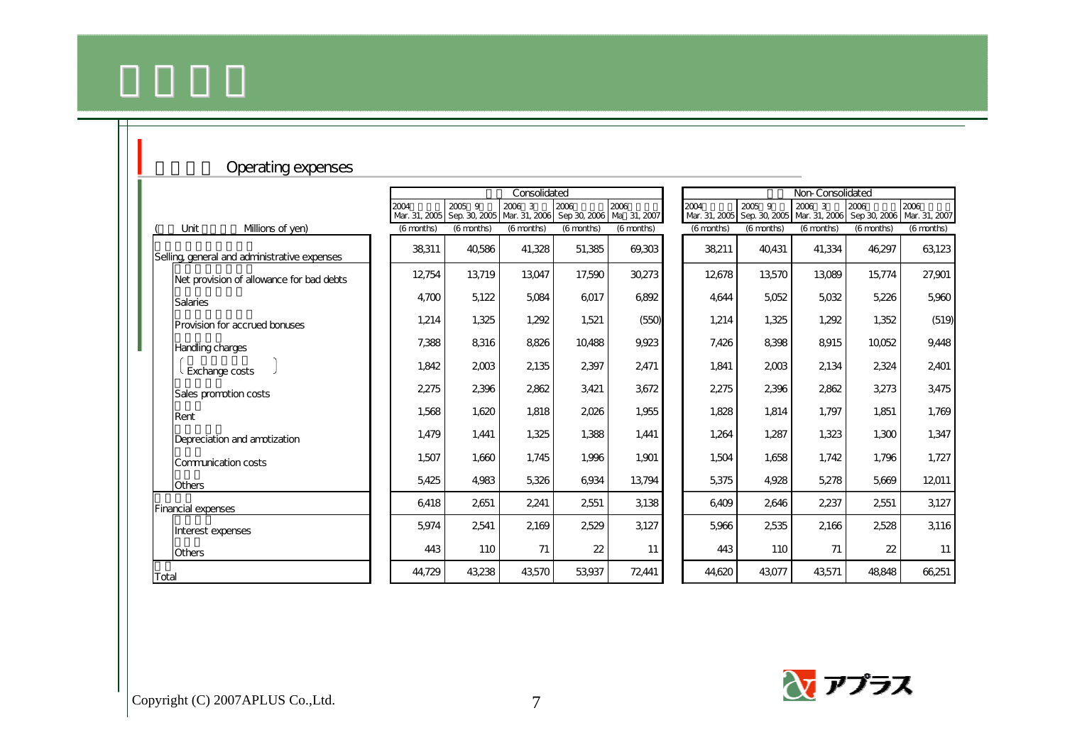## Operating expenses

| (Unit: Millions of yen) | Consolidated | | | | | Non-Consolidated | | | | |
|---|---|---|---|---|---|---|---|---|---|---|
| | 2004 Mar. 31, 2005 (6 months) | 2005 9 Sep. 30, 2005 (6 months) | 2006 3 Mar. 31, 2006 (6 months) | 2006 Sep 30, 2006 (6 months) | 2006 Ma 31, 2007 (6 months) | 2004 Mar. 31, 2005 (6 months) | 2005 9 Sep. 30, 2005 (6 months) | 2006 3 Mar. 31, 2006 (6 months) | 2006 Sep 30, 2006 (6 months) | 2006 Mar. 31, 2007 (6 months) |
| Selling, general and administrative expenses | 38,311 | 40,586 | 41,328 | 51,385 | 69,303 | 38,211 | 40,431 | 41,334 | 46,297 | 63,123 |
| Net provision of allowance for bad debts | 12,754 | 13,719 | 13,047 | 17,590 | 30,273 | 12,678 | 13,570 | 13,089 | 15,774 | 27,901 |
| Salaries | 4,700 | 5,122 | 5,084 | 6,017 | 6,892 | 4,644 | 5,052 | 5,032 | 5,226 | 5,960 |
| Provision for accrued bonuses | 1,214 | 1,325 | 1,292 | 1,521 | (550) | 1,214 | 1,325 | 1,292 | 1,352 | (519) |
| Handling charges | 7,388 | 8,316 | 8,826 | 10,488 | 9,923 | 7,426 | 8,398 | 8,915 | 10,052 | 9,448 |
| (Exchange costs) | 1,842 | 2,003 | 2,135 | 2,397 | 2,471 | 1,841 | 2,003 | 2,134 | 2,324 | 2,401 |
| Sales promotion costs | 2,275 | 2,396 | 2,862 | 3,421 | 3,672 | 2,275 | 2,396 | 2,862 | 3,273 | 3,475 |
| Rent | 1,568 | 1,620 | 1,818 | 2,026 | 1,955 | 1,828 | 1,814 | 1,797 | 1,851 | 1,769 |
| Depreciation and amotization | 1,479 | 1,441 | 1,325 | 1,388 | 1,441 | 1,264 | 1,287 | 1,323 | 1,300 | 1,347 |
| Communication costs | 1,507 | 1,660 | 1,745 | 1,996 | 1,901 | 1,504 | 1,658 | 1,742 | 1,796 | 1,727 |
| Others | 5,425 | 4,983 | 5,326 | 6,934 | 13,794 | 5,375 | 4,928 | 5,278 | 5,669 | 12,011 |
| Financial expenses | 6,418 | 2,651 | 2,241 | 2,551 | 3,138 | 6,409 | 2,646 | 2,237 | 2,551 | 3,127 |
| Interest expenses | 5,974 | 2,541 | 2,169 | 2,529 | 3,127 | 5,966 | 2,535 | 2,166 | 2,528 | 3,116 |
| Others | 443 | 110 | 71 | 22 | 11 | 443 | 110 | 71 | 22 | 11 |
| Total | 44,729 | 43,238 | 43,570 | 53,937 | 72,441 | 44,620 | 43,077 | 43,571 | 48,848 | 66,251 |

Copyright (C) 2007APLUS Co.,Ltd.

アプラス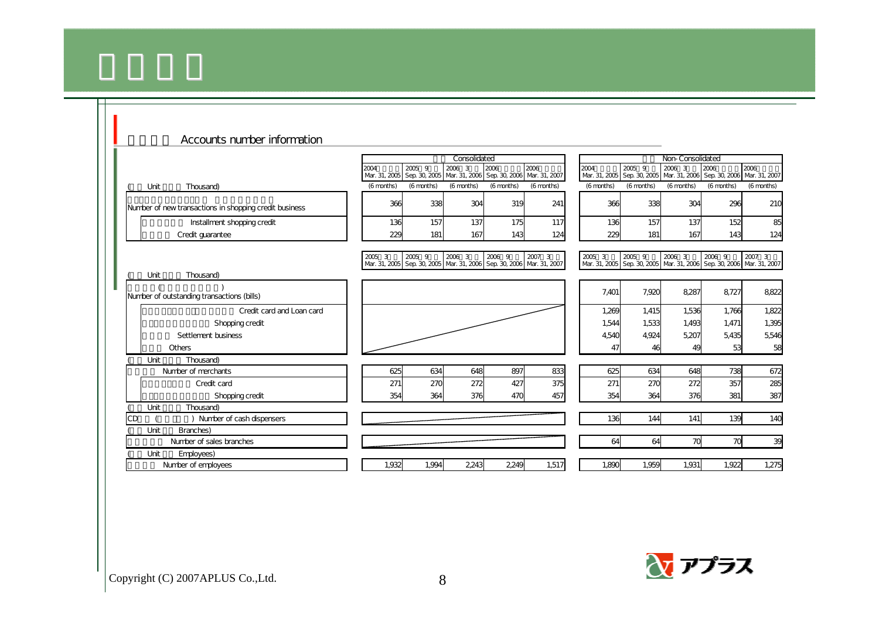## Accounts number information

| (Unit Thousand) | Consolidated | | | | | Non-Consolidated | | | | |
|---|---|---|---|---|---|---|---|---|---|---|
| | 2004 Mar. 31, 2005 (6 months) | 2005 9 Sep. 30, 2005 (6 months) | 2006 3 Mar. 31, 2006 (6 months) | 2006 Sep. 30, 2006 (6 months) | 2006 Mar. 31, 2007 (6 months) | 2004 Mar. 31, 2005 (6 months) | 2005 9 Sep. 30, 2005 (6 months) | 2006 3 Mar. 31, 2006 (6 months) | 2006 Sep. 30, 2006 (6 months) | 2006 Mar. 31, 2007 (6 months) |
| Number of new transactions in shopping credit business | 366 | 338 | 304 | 319 | 241 | 366 | 338 | 304 | 296 | 210 |
| Installment shopping credit | 136 | 157 | 137 | 175 | 117 | 136 | 157 | 137 | 152 | 85 |
| Credit guarantee | 229 | 181 | 167 | 143 | 124 | 229 | 181 | 167 | 143 | 124 |

| (Unit Thousand) | 2005 3 Mar. 31, 2005 | 2005 9 Sep. 30, 2005 | 2006 3 Mar. 31, 2006 | 2006 9 Sep. 30, 2006 | 2007 3 Mar. 31, 2007 | 2005 3 Mar. 31, 2005 | 2005 9 Sep. 30, 2005 | 2006 3 Mar. 31, 2006 | 2006 9 Sep. 30, 2006 | 2007 3 Mar. 31, 2007 |
|---|---|---|---|---|---|---|---|---|---|---|
| ( ) Number of outstanding transactions (bills) | | | | | | 7,401 | 7,920 | 8,287 | 8,727 | 8,822 |
| Credit card and Loan card | | | | | | 1,269 | 1,415 | 1,536 | 1,766 | 1,822 |
| Shopping credit | | | | | | 1,544 | 1,533 | 1,493 | 1,471 | 1,395 |
| Settlement business | | | | | | 4,540 | 4,924 | 5,207 | 5,435 | 5,546 |
| Others | | | | | | 47 | 46 | 49 | 53 | 58 |
| (Unit Thousand) | | | | | | | | | | |
| Number of merchants | 625 | 634 | 648 | 897 | 833 | 625 | 634 | 648 | 738 | 672 |
| Credit card | 271 | 270 | 272 | 427 | 375 | 271 | 270 | 272 | 357 | 285 |
| Shopping credit | 354 | 364 | 376 | 470 | 457 | 354 | 364 | 376 | 381 | 387 |
| (Unit Thousand) | | | | | | | | | | |
| CD ( ) Number of cash dispensers | | | | | | 136 | 144 | 141 | 139 | 140 |
| (Unit Branches) | | | | | | | | | | |
| Number of sales branches | | | | | | 64 | 64 | 70 | 70 | 39 |
| (Unit Employees) | | | | | | | | | | |
| Number of employees | 1,932 | 1,994 | 2,243 | 2,249 | 1,517 | 1,890 | 1,959 | 1,931 | 1,922 | 1,275 |

Copyright (C) 2007APLUS Co.,Ltd.

アプラス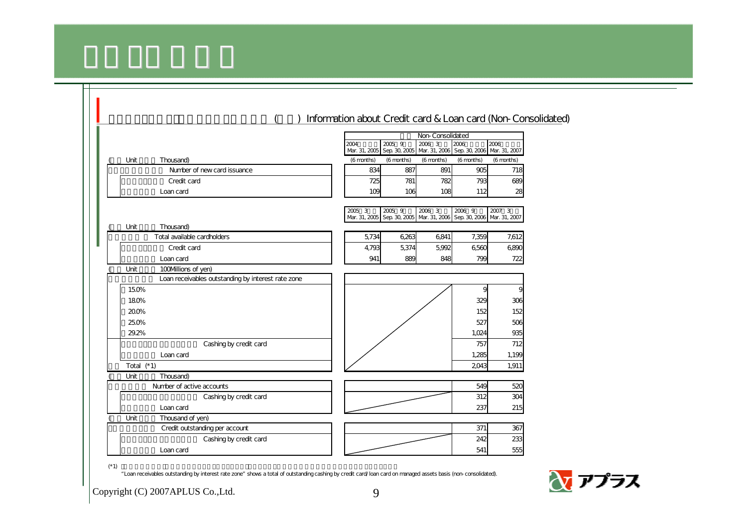## ( ) Information about Credit card & Loan card (Non-Consolidated)

| (Unit: Thousand) | 2004 Mar. 31, 2005 (6 months) | 2005 9 Sep. 30, 2005 (6 months) | 2006 3 Mar. 31, 2006 (6 months) | 2006 Sep. 30, 2006 (6 months) | 2006 Mar. 31, 2007 (6 months) |
|---|---|---|---|---|---|
| Number of new card issuance | 834 | 887 | 891 | 905 | 718 |
| Credit card | 725 | 781 | 782 | 793 | 689 |
| Loan card | 109 | 106 | 108 | 112 | 28 |

| (Unit: Thousand) | 2005 3 Mar. 31, 2005 | 2005 9 Sep. 30, 2005 | 2006 3 Mar. 31, 2006 | 2006 9 Sep. 30, 2006 | 2007 3 Mar. 31, 2007 |
|---|---|---|---|---|---|
| Total available cardholders | 5,734 | 6,263 | 6,841 | 7,359 | 7,612 |
| Credit card | 4,793 | 5,374 | 5,992 | 6,560 | 6,890 |
| Loan card | 941 | 889 | 848 | 799 | 722 |
| **(Unit: 100Millions of yen)** | | | | | |
| Loan receivables outstanding by interest rate zone | | | | | |
| 15.0% | | | | 9 | 9 |
| 18.0% | | | | 329 | 306 |
| 20.0% | | | | 152 | 152 |
| 25.0% | | | | 527 | 506 |
| 29.2% | | | | 1,024 | 935 |
| Cashing by credit card | | | | 757 | 712 |
| Loan card | | | | 1,285 | 1,199 |
| Total (*1) | | | | 2,043 | 1,911 |
| **(Unit: Thousand)** | | | | | |
| Number of active accounts | | | | 549 | 520 |
| Cashing by credit card | | | | 312 | 304 |
| Loan card | | | | 237 | 215 |
| **(Unit: Thousand of yen)** | | | | | |
| Credit outstanding per account | | | | 371 | 367 |
| Cashing by credit card | | | | 242 | 233 |
| Loan card | | | | 541 | 555 |

(*1) "Loan receivables outstanding by interest rate zone" shows a total of outstanding cashing by credit card/loan card on managed assets basis (non-consolidated).

Copyright (C) 2007APLUS Co.,Ltd.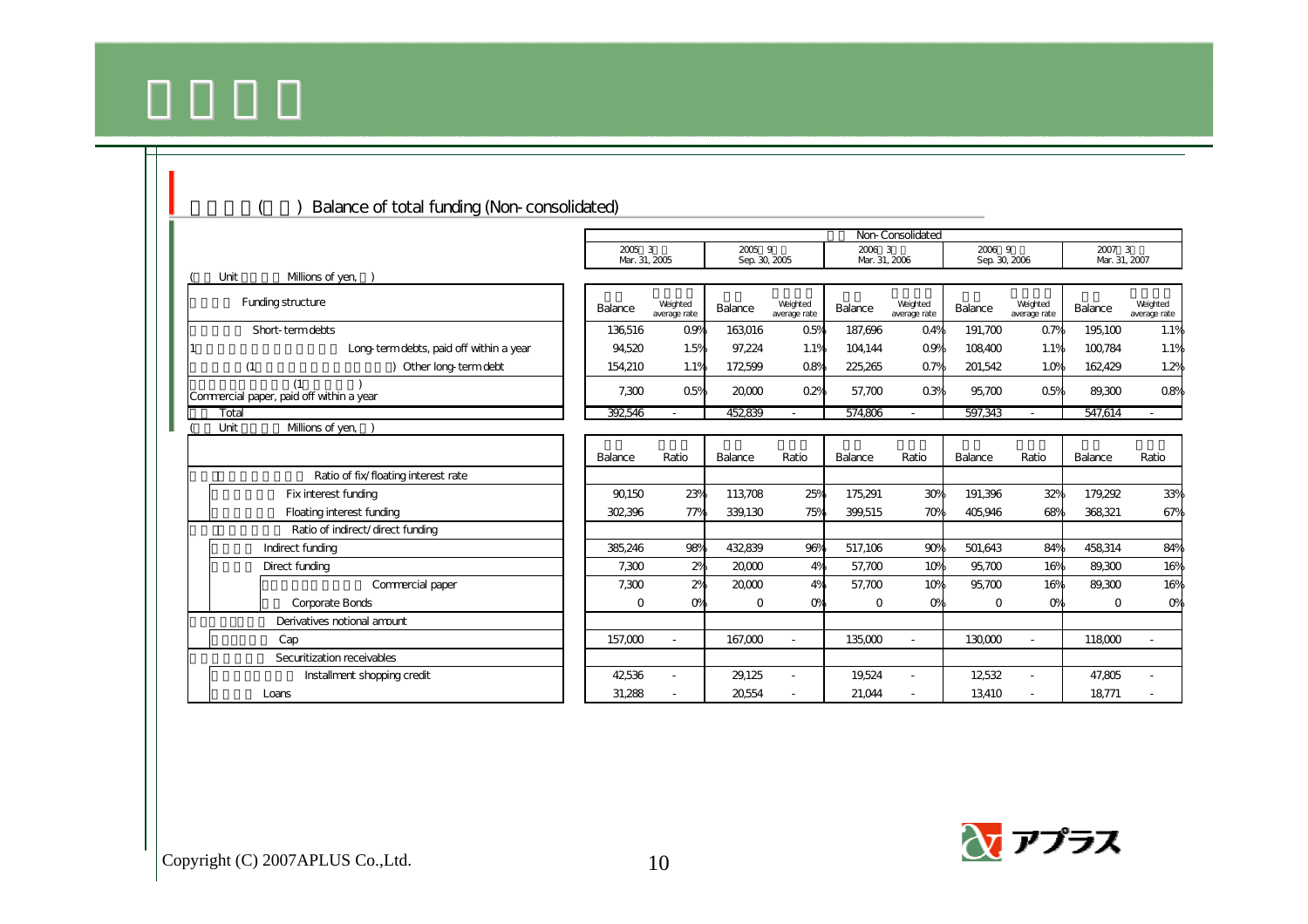## ( ) Balance of total funding (Non-consolidated)

(Unit: Millions of yen)

| Funding structure | Mar. 31, 2005 Balance | Mar. 31, 2005 Weighted average rate | Sep. 30, 2005 Balance | Sep. 30, 2005 Weighted average rate | Mar. 31, 2006 Balance | Mar. 31, 2006 Weighted average rate | Sep. 30, 2006 Balance | Sep. 30, 2006 Weighted average rate | Mar. 31, 2007 Balance | Mar. 31, 2007 Weighted average rate |
|---|---|---|---|---|---|---|---|---|---|---|
| Short-term debts | 136,516 | 0.9% | 163,016 | 0.5% | 187,696 | 0.4% | 191,700 | 0.7% | 195,100 | 1.1% |
| Long-term debts, paid off within a year | 94,520 | 1.5% | 97,224 | 1.1% | 104,144 | 0.9% | 108,400 | 1.1% | 100,784 | 1.1% |
| Other long-term debt | 154,210 | 1.1% | 172,599 | 0.8% | 225,265 | 0.7% | 201,542 | 1.0% | 162,429 | 1.2% |
| Commercial paper, paid off within a year | 7,300 | 0.5% | 20,000 | 0.2% | 57,700 | 0.3% | 95,700 | 0.5% | 89,300 | 0.8% |
| Total | 392,546 | - | 452,839 | - | 574,806 | - | 597,343 | - | 547,614 | - |

(Unit: Millions of yen)

| | Mar. 31, 2005 Balance | Mar. 31, 2005 Ratio | Sep. 30, 2005 Balance | Sep. 30, 2005 Ratio | Mar. 31, 2006 Balance | Mar. 31, 2006 Ratio | Sep. 30, 2006 Balance | Sep. 30, 2006 Ratio | Mar. 31, 2007 Balance | Mar. 31, 2007 Ratio |
|---|---|---|---|---|---|---|---|---|---|---|
| Ratio of fix/floating interest rate | | | | | | | | | | |
| Fix interest funding | 90,150 | 23% | 113,708 | 25% | 175,291 | 30% | 191,396 | 32% | 179,292 | 33% |
| Floating interest funding | 302,396 | 77% | 339,130 | 75% | 399,515 | 70% | 405,946 | 68% | 368,321 | 67% |
| Ratio of indirect/direct funding | | | | | | | | | | |
| Indirect funding | 385,246 | 98% | 432,839 | 96% | 517,106 | 90% | 501,643 | 84% | 458,314 | 84% |
| Direct funding | 7,300 | 2% | 20,000 | 4% | 57,700 | 10% | 95,700 | 16% | 89,300 | 16% |
| Commercial paper | 7,300 | 2% | 20,000 | 4% | 57,700 | 10% | 95,700 | 16% | 89,300 | 16% |
| Corporate Bonds | 0 | 0% | 0 | 0% | 0 | 0% | 0 | 0% | 0 | 0% |
| Derivatives notional amount | | | | | | | | | | |
| Cap | 157,000 | - | 167,000 | - | 135,000 | - | 130,000 | - | 118,000 | - |
| Securitization receivables | | | | | | | | | | |
| Installment shopping credit | 42,536 | - | 29,125 | - | 19,524 | - | 12,532 | - | 47,805 | - |
| Loans | 31,288 | - | 20,554 | - | 21,044 | - | 13,410 | - | 18,771 | - |

Copyright (C) 2007APLUS Co.,Ltd.

アプラス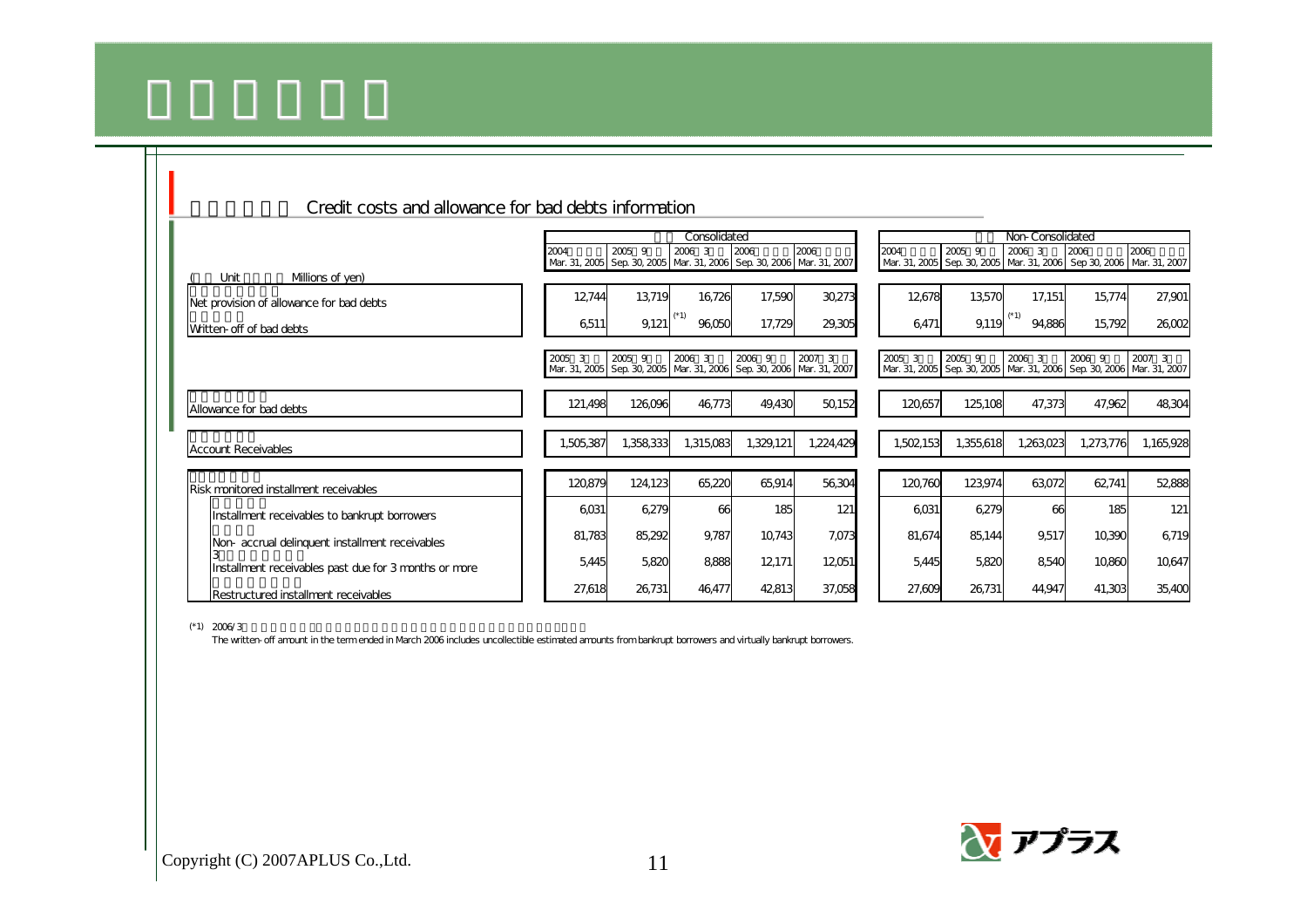## Credit costs and allowance for bad debts information

| (Unit Millions of yen) | Consolidated | | | | | Non-Consolidated | | | | |
|---|---|---|---|---|---|---|---|---|---|---|
| | 2004 Mar. 31, 2005 | 2005 9 Sep. 30, 2005 | 2006 3 Mar. 31, 2006 | 2006 Sep. 30, 2006 | 2006 Mar. 31, 2007 | 2004 Mar. 31, 2005 | 2005 9 Sep. 30, 2005 | 2006 3 Mar. 31, 2006 | 2006 Sep 30, 2006 | 2006 Mar. 31, 2007 |
| Net provision of allowance for bad debts | 12,744 | 13,719 | 16,726 | 17,590 | 30,273 | 12,678 | 13,570 | 17,151 | 15,774 | 27,901 |
| Written-off of bad debts | 6,511 | 9,121 | (*1) 96,050 | 17,729 | 29,305 | 6,471 | 9,119 | (*1) 94,886 | 15,792 | 26,002 |
| | 2005 3 Mar. 31, 2005 | 2005 9 Sep. 30, 2005 | 2006 3 Mar. 31, 2006 | 2006 9 Sep. 30, 2006 | 2007 3 Mar. 31, 2007 | 2005 3 Mar. 31, 2005 | 2005 9 Sep. 30, 2005 | 2006 3 Mar. 31, 2006 | 2006 9 Sep. 30, 2006 | 2007 3 Mar. 31, 2007 |
| Allowance for bad debts | 121,498 | 126,096 | 46,773 | 49,430 | 50,152 | 120,657 | 125,108 | 47,373 | 47,962 | 48,304 |
| Account Receivables | 1,505,387 | 1,358,333 | 1,315,083 | 1,329,121 | 1,224,429 | 1,502,153 | 1,355,618 | 1,263,023 | 1,273,776 | 1,165,928 |
| Risk monitored installment receivables | 120,879 | 124,123 | 65,220 | 65,914 | 56,304 | 120,760 | 123,974 | 63,072 | 62,741 | 52,888 |
| Installment receivables to bankrupt borrowers | 6,031 | 6,279 | 66 | 185 | 121 | 6,031 | 6,279 | 66 | 185 | 121 |
| Non-accrual delinquent installment receivables | 81,783 | 85,292 | 9,787 | 10,743 | 7,073 | 81,674 | 85,144 | 9,517 | 10,390 | 6,719 |
| 3 Installment receivables past due for 3 months or more | 5,445 | 5,820 | 8,888 | 12,171 | 12,051 | 5,445 | 5,820 | 8,540 | 10,860 | 10,647 |
| Restructured installment receivables | 27,618 | 26,731 | 46,477 | 42,813 | 37,058 | 27,609 | 26,731 | 44,947 | 41,303 | 35,400 |

(*1) 2006/3

The written-off amount in the term ended in March 2006 includes uncollectible estimated amounts from bankrupt borrowers and virtually bankrupt borrowers.

Copyright (C) 2007APLUS Co.,Ltd.